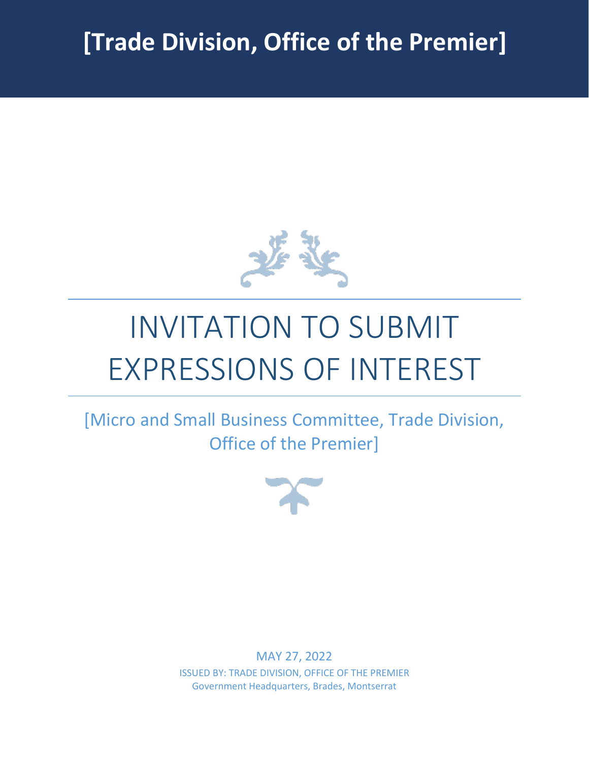# [Trade Division, Office of the Premier]

# INVITATION TO SUBMIT EXPRESSIONS OF INTEREST

## [Micro and Small Business Committee, Trade Division, Office of the Premier]

MAY 27, 2022

ISSUED BY: TRADE DIVISION, OFFICE OF THE PREMIER

Government Headquarters, Brades, Montserrat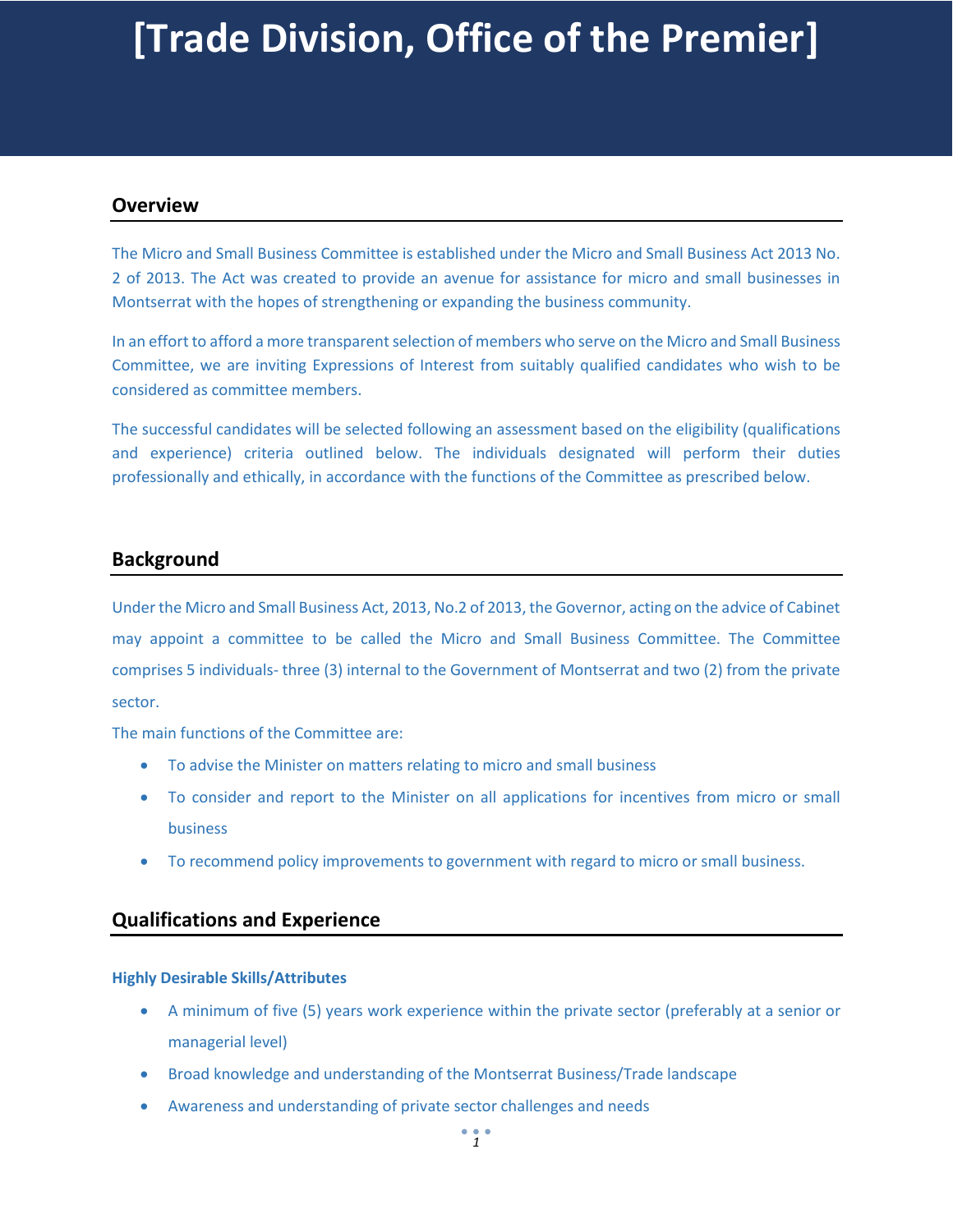# [Trade Division, Office of the Premier]

## Overview

The Micro and Small Business Committee is established under the Micro and Small Business Act 2013 No. 2 of 2013. The Act was created to provide an avenue for assistance for micro and small businesses in Montserrat with the hopes of strengthening or expanding the business community.

In an effort to afford a more transparent selection of members who serve on the Micro and Small Business Committee, we are inviting Expressions of Interest from suitably qualified candidates who wish to be considered as committee members.

The successful candidates will be selected following an assessment based on the eligibility (qualifications and experience) criteria outlined below. The individuals designated will perform their duties professionally and ethically, in accordance with the functions of the Committee as prescribed below.

## Background

Under the Micro and Small Business Act, 2013, No.2 of 2013, the Governor, acting on the advice of Cabinet may appoint a committee to be called the Micro and Small Business Committee. The Committee comprises 5 individuals- three (3) internal to the Government of Montserrat and two (2) from the private sector.

The main functions of the Committee are:

- To advise the Minister on matters relating to micro and small business
- To consider and report to the Minister on all applications for incentives from micro or small business
- To recommend policy improvements to government with regard to micro or small business.

## Qualifications and Experience

### Highly Desirable Skills/Attributes

- A minimum of five (5) years work experience within the private sector (preferably at a senior or managerial level)
- Broad knowledge and understanding of the Montserrat Business/Trade landscape
- Awareness and understanding of private sector challenges and needs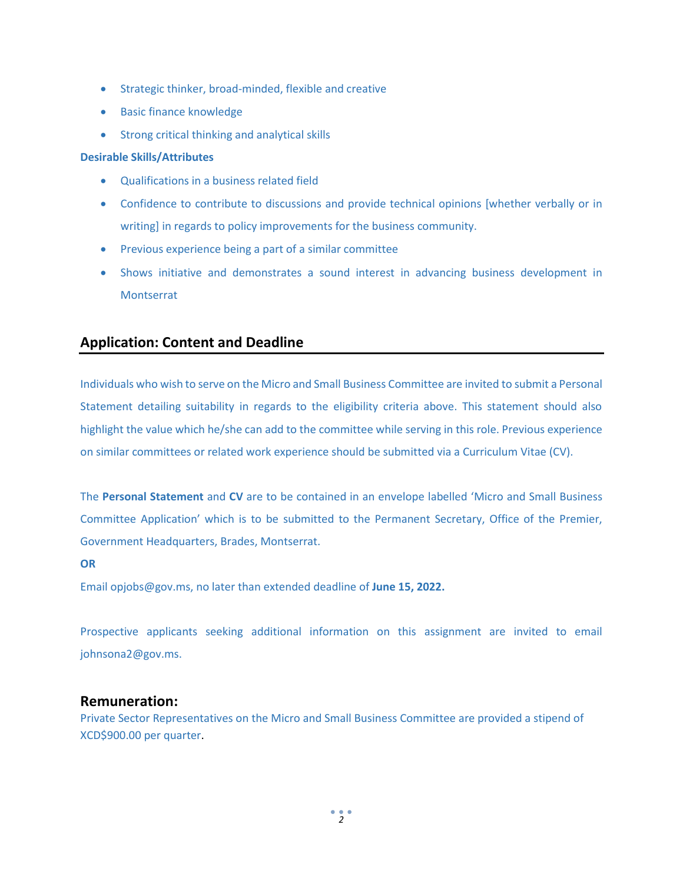- Strategic thinker, broad-minded, flexible and creative
- Basic finance knowledge
- Strong critical thinking and analytical skills

**Desirable Skills/Attributes**

- Qualifications in a business related field
- Confidence to contribute to discussions and provide technical opinions [whether verbally or in writing] in regards to policy improvements for the business community.
- Previous experience being a part of a similar committee
- Shows initiative and demonstrates a sound interest in advancing business development in Montserrat

## Application: Content and Deadline

Individuals who wish to serve on the Micro and Small Business Committee are invited to submit a Personal Statement detailing suitability in regards to the eligibility criteria above. This statement should also highlight the value which he/she can add to the committee while serving in this role. Previous experience on similar committees or related work experience should be submitted via a Curriculum Vitae (CV).

The **Personal Statement** and **CV** are to be contained in an envelope labelled 'Micro and Small Business Committee Application' which is to be submitted to the Permanent Secretary, Office of the Premier, Government Headquarters, Brades, Montserrat.

**OR**

Email opjobs@gov.ms, no later than extended deadline of **June 15, 2022.**

Prospective applicants seeking additional information on this assignment are invited to email johnsona2@gov.ms.

## Remuneration:

Private Sector Representatives on the Micro and Small Business Committee are provided a stipend of XCD$900.00 per quarter.